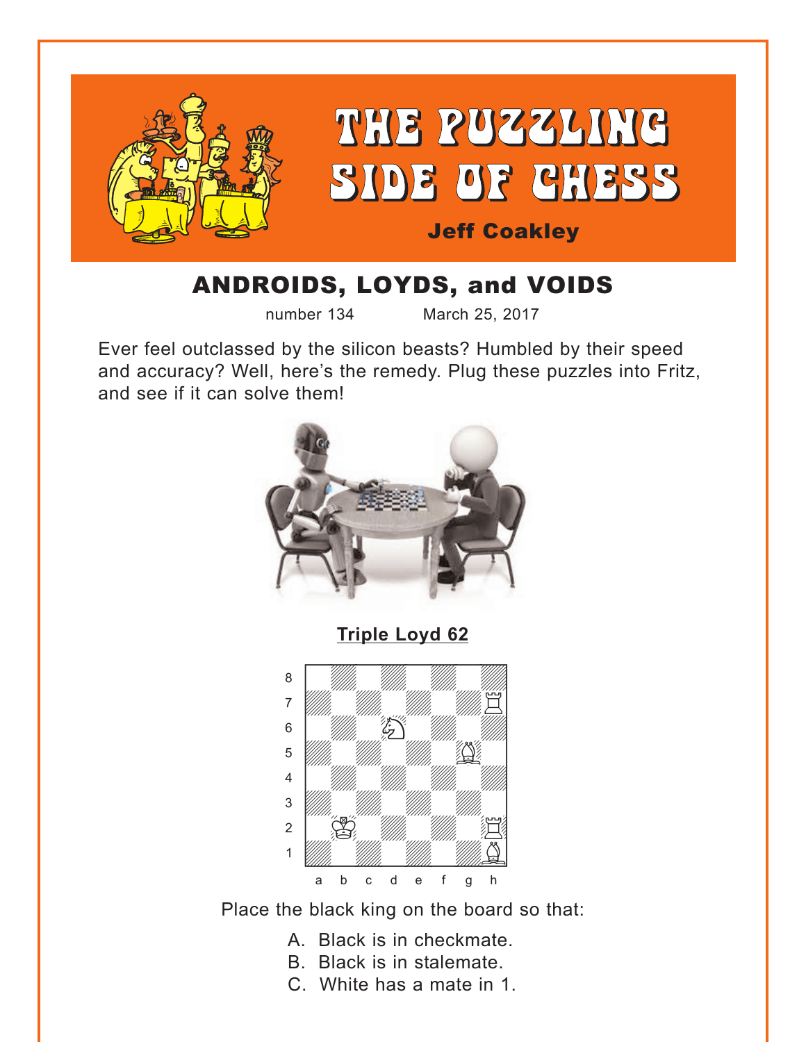# THE PUZZLING SIDE OF CHESS

**Jeff Coakley**

## ANDROIDS, LOYDS, and VOIDS

number 134 March 25, 2017

Ever feel outclassed by the silicon beasts? Humbled by their speed and accuracy? Well, here's the remedy. Plug these puzzles into Fritz, and see if it can solve them!

**Triple Loyd 62**

Place the black king on the board so that:

A. Black is in checkmate.
B. Black is in stalemate.
C. White has a mate in 1.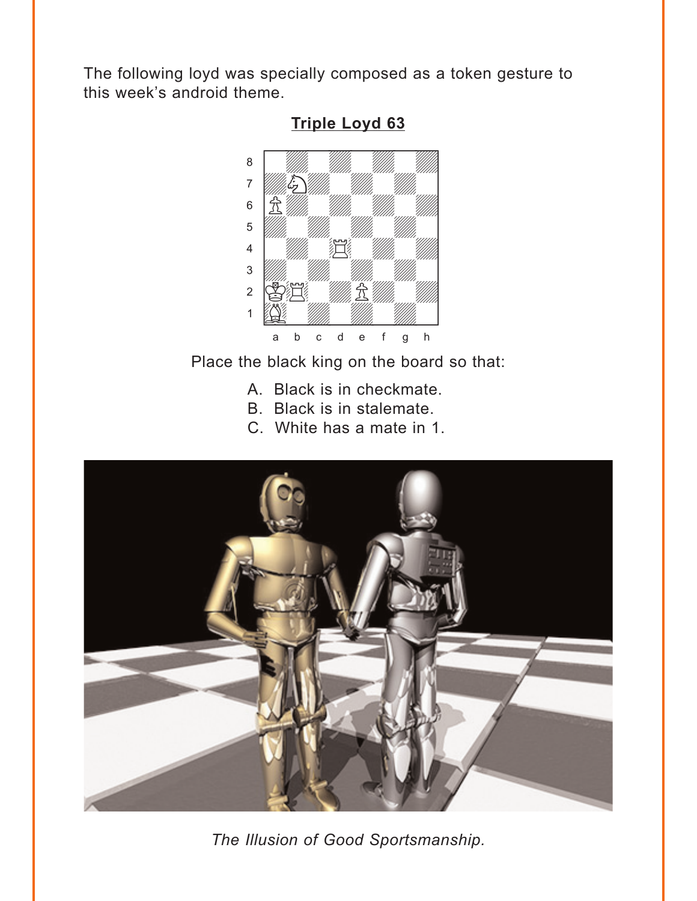The following loyd was specially composed as a token gesture to this week's android theme.

**Triple Loyd 63**

Place the black king on the board so that:

A. Black is in checkmate.
B. Black is in stalemate.
C. White has a mate in 1.

*The Illusion of Good Sportsmanship.*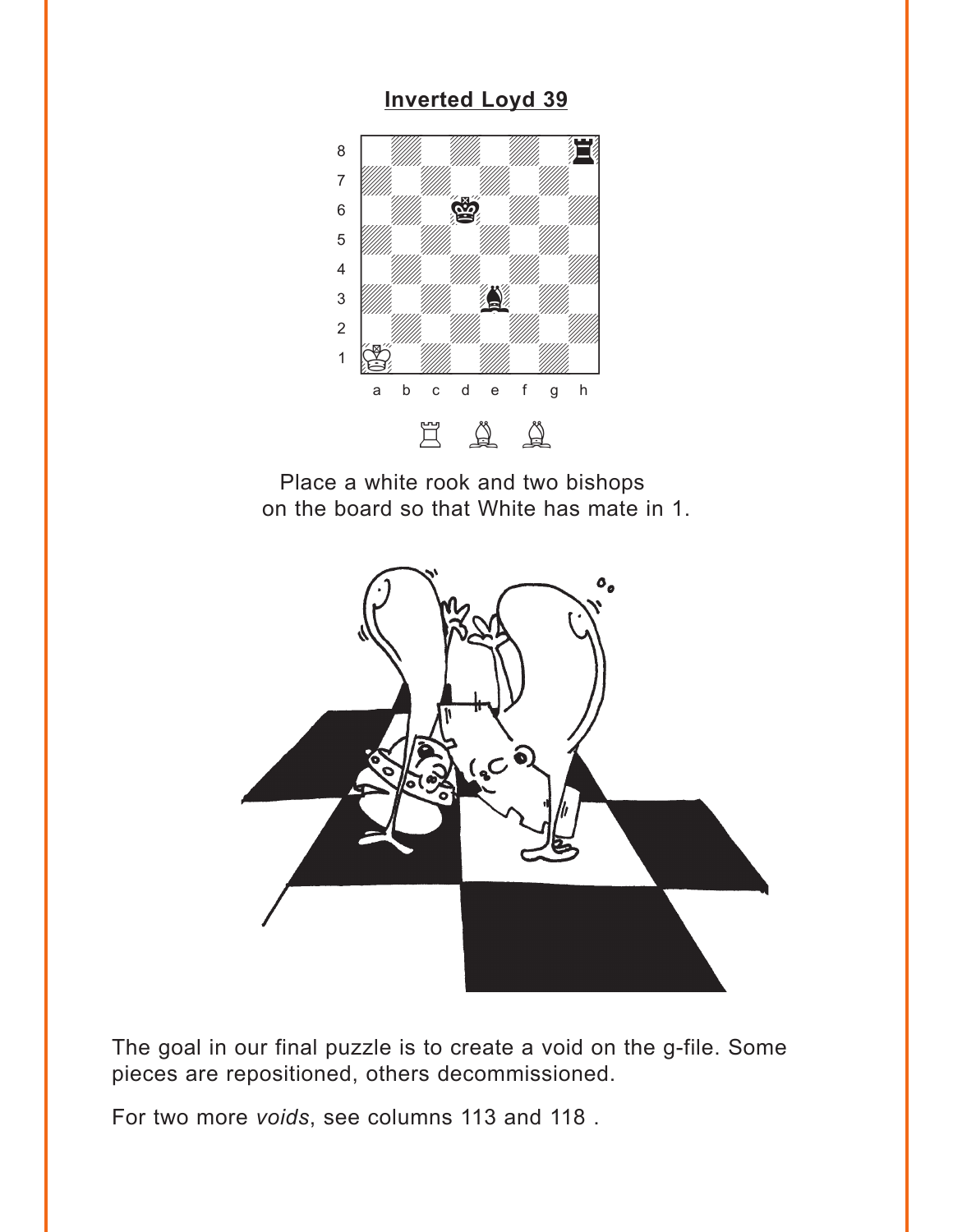## Inverted Loyd 39

Place a white rook and two bishops on the board so that White has mate in 1.

The goal in our final puzzle is to create a void on the g-file. Some pieces are repositioned, others decommissioned.

For two more *voids*, see columns 113 and 118 .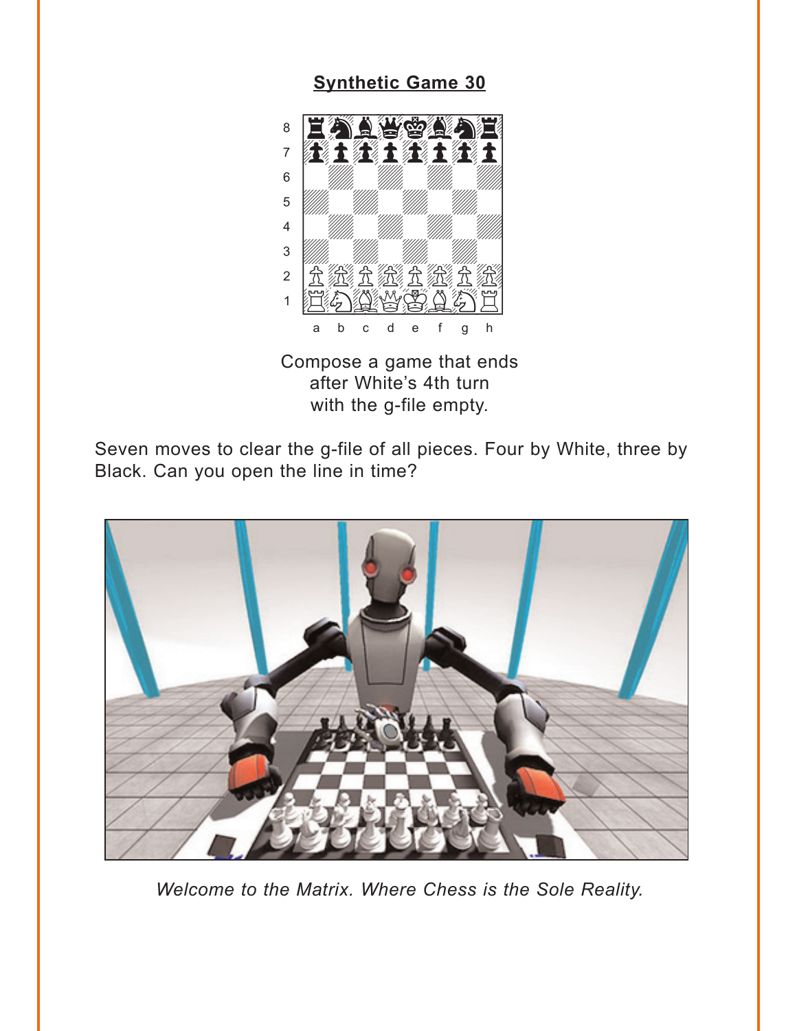## Synthetic Game 30

Compose a game that ends after White's 4th turn with the g-file empty.

Seven moves to clear the g-file of all pieces. Four by White, three by Black. Can you open the line in time?

*Welcome to the Matrix. Where Chess is the Sole Reality.*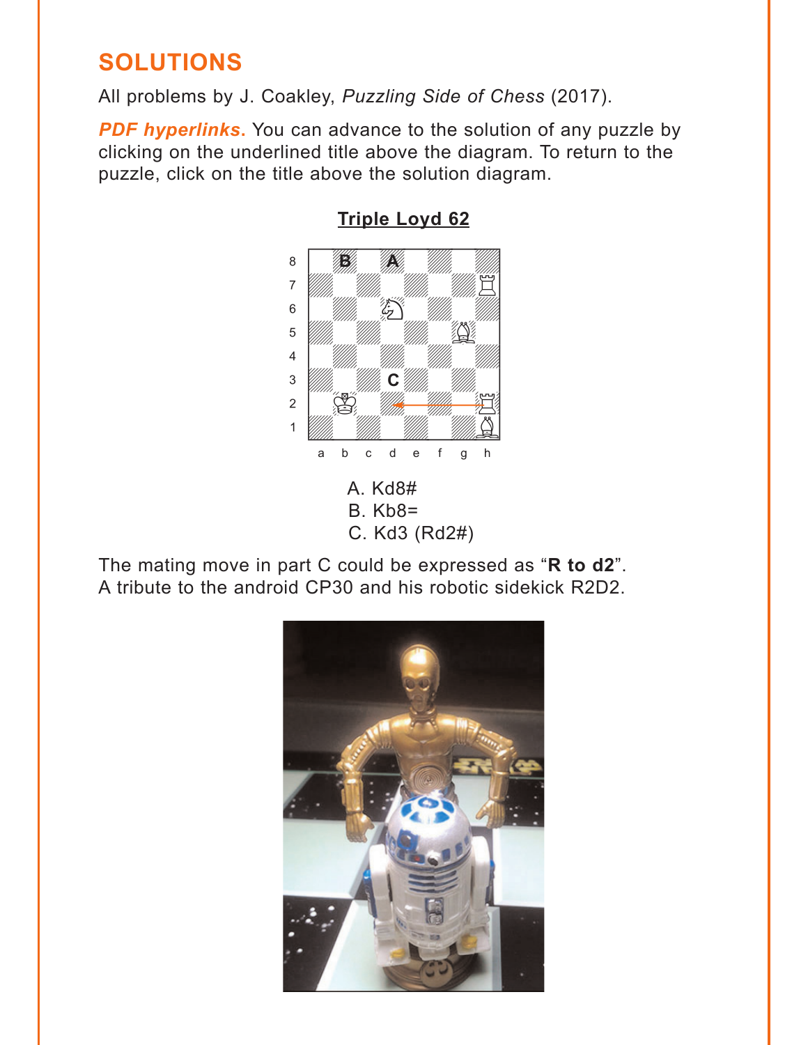## SOLUTIONS

All problems by J. Coakley, *Puzzling Side of Chess* (2017).

***PDF hyperlinks***. You can advance to the solution of any puzzle by clicking on the underlined title above the diagram. To return to the puzzle, click on the title above the solution diagram.

**Triple Loyd 62**

A. Kd8#
B. Kb8=
C. Kd3 (Rd2#)

The mating move in part C could be expressed as "**R to d2**". A tribute to the android CP30 and his robotic sidekick R2D2.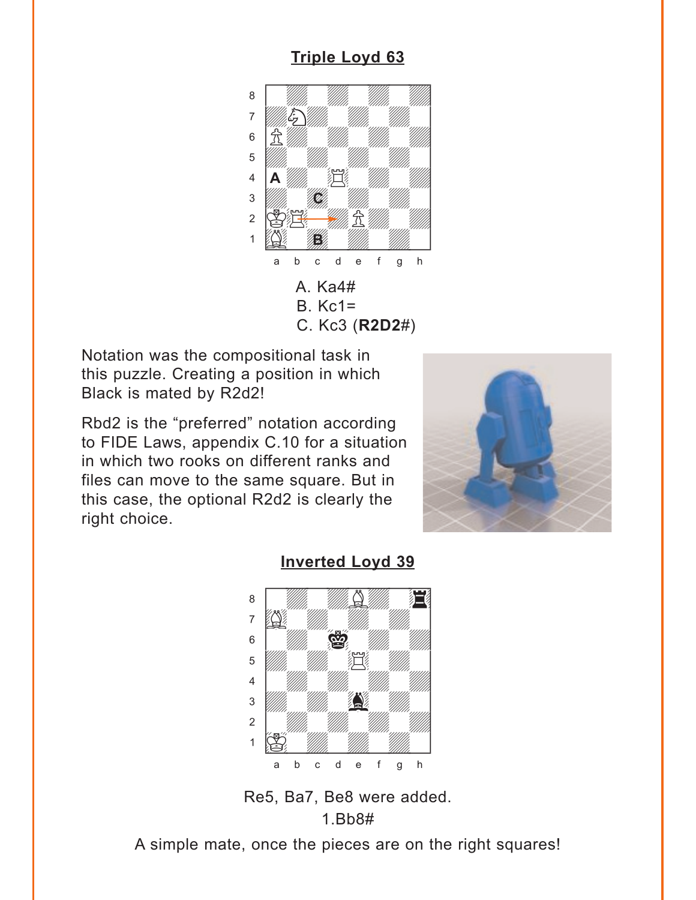## Triple Loyd 63

A. Ka4#
B. Kc1=
C. Kc3 (**R2D2**#)

Notation was the compositional task in this puzzle. Creating a position in which Black is mated by R2d2!

Rbd2 is the “preferred” notation according to FIDE Laws, appendix C.10 for a situation in which two rooks on different ranks and files can move to the same square. But in this case, the optional R2d2 is clearly the right choice.

## Inverted Loyd 39

Re5, Ba7, Be8 were added.

1.Bb8#

A simple mate, once the pieces are on the right squares!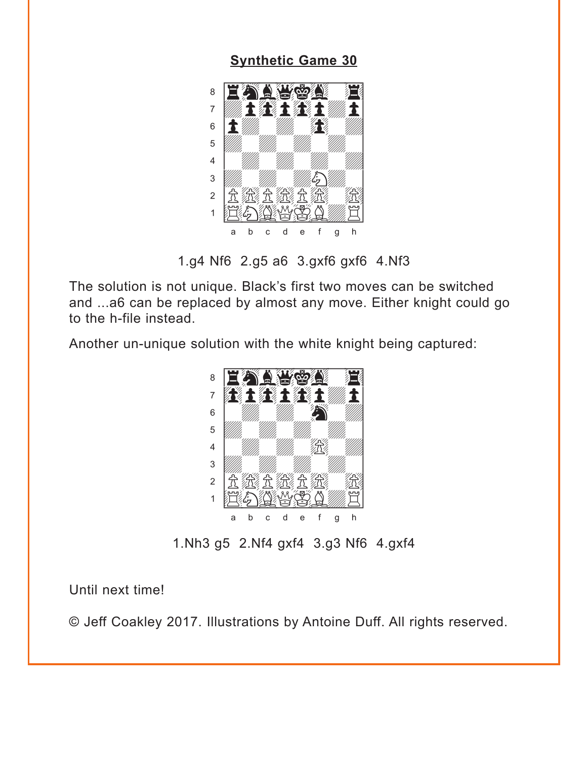## Synthetic Game 30

1.g4 Nf6 2.g5 a6 3.gxf6 gxf6 4.Nf3

The solution is not unique. Black's first two moves can be switched and ...a6 can be replaced by almost any move. Either knight could go to the h-file instead.

Another un-unique solution with the white knight being captured:

1.Nh3 g5 2.Nf4 gxf4 3.g3 Nf6 4.gxf4

Until next time!

© Jeff Coakley 2017. Illustrations by Antoine Duff. All rights reserved.